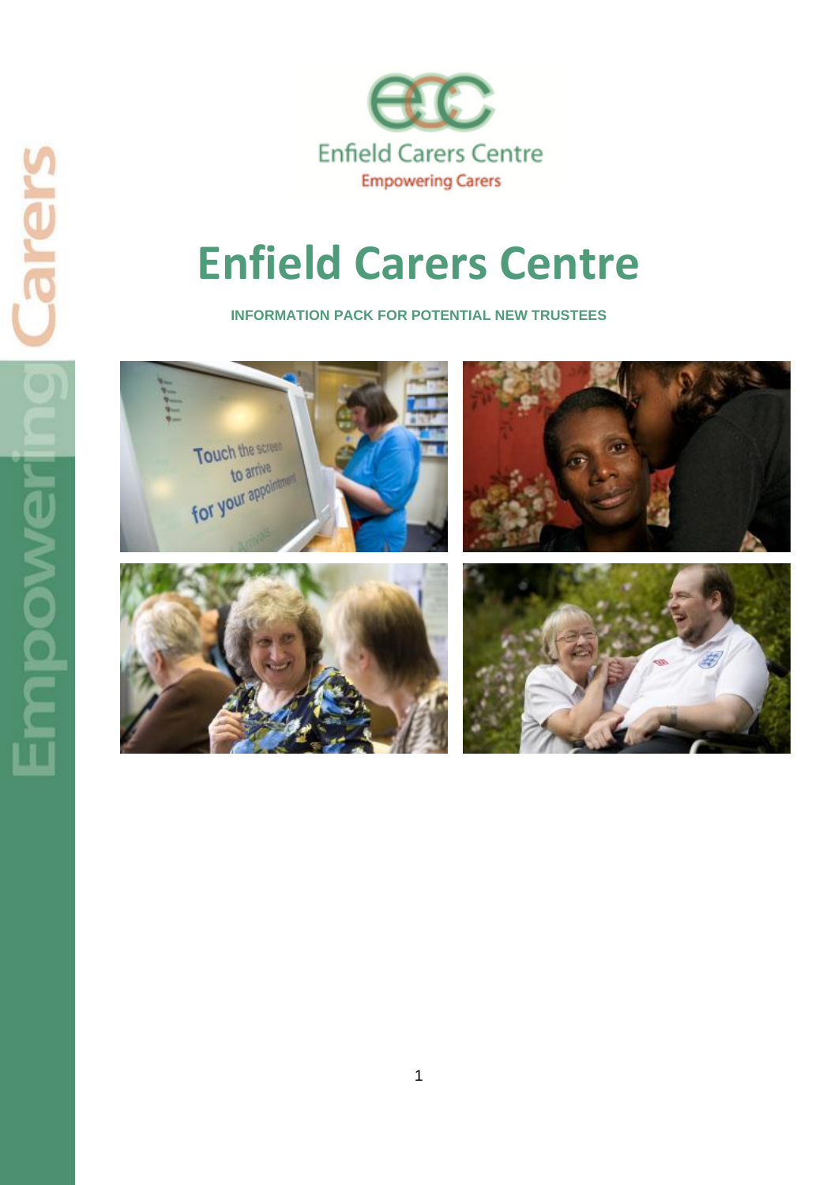Enfield Carers Centre

Empowering Carers

# Enfield Carers Centre

**INFORMATION PACK FOR POTENTIAL NEW TRUSTEES**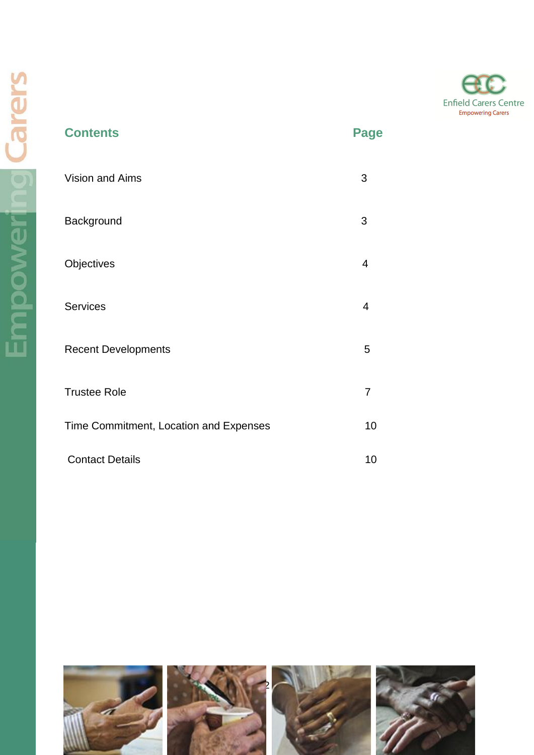## Contents

| Contents | Page |
|---|---|
| Vision and Aims | 3 |
| Background | 3 |
| Objectives | 4 |
| Services | 4 |
| Recent Developments | 5 |
| Trustee Role | 7 |
| Time Commitment, Location and Expenses | 10 |
| Contact Details | 10 |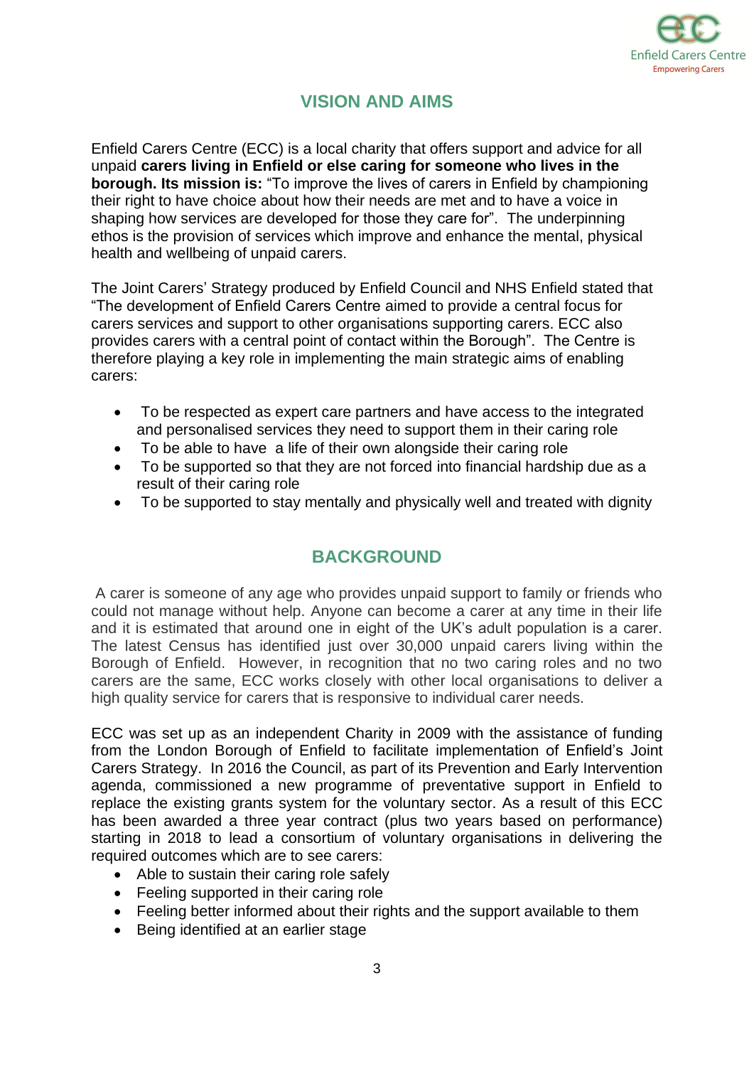## VISION AND AIMS

Enfield Carers Centre (ECC) is a local charity that offers support and advice for all unpaid **carers living in Enfield or else caring for someone who lives in the borough. Its mission is:** "To improve the lives of carers in Enfield by championing their right to have choice about how their needs are met and to have a voice in shaping how services are developed for those they care for". The underpinning ethos is the provision of services which improve and enhance the mental, physical health and wellbeing of unpaid carers.

The Joint Carers' Strategy produced by Enfield Council and NHS Enfield stated that "The development of Enfield Carers Centre aimed to provide a central focus for carers services and support to other organisations supporting carers. ECC also provides carers with a central point of contact within the Borough". The Centre is therefore playing a key role in implementing the main strategic aims of enabling carers:

- To be respected as expert care partners and have access to the integrated and personalised services they need to support them in their caring role
- To be able to have a life of their own alongside their caring role
- To be supported so that they are not forced into financial hardship due as a result of their caring role
- To be supported to stay mentally and physically well and treated with dignity

## BACKGROUND

A carer is someone of any age who provides unpaid support to family or friends who could not manage without help. Anyone can become a carer at any time in their life and it is estimated that around one in eight of the UK's adult population is a carer. The latest Census has identified just over 30,000 unpaid carers living within the Borough of Enfield. However, in recognition that no two caring roles and no two carers are the same, ECC works closely with other local organisations to deliver a high quality service for carers that is responsive to individual carer needs.

ECC was set up as an independent Charity in 2009 with the assistance of funding from the London Borough of Enfield to facilitate implementation of Enfield's Joint Carers Strategy. In 2016 the Council, as part of its Prevention and Early Intervention agenda, commissioned a new programme of preventative support in Enfield to replace the existing grants system for the voluntary sector. As a result of this ECC has been awarded a three year contract (plus two years based on performance) starting in 2018 to lead a consortium of voluntary organisations in delivering the required outcomes which are to see carers:

- Able to sustain their caring role safely
- Feeling supported in their caring role
- Feeling better informed about their rights and the support available to them
- Being identified at an earlier stage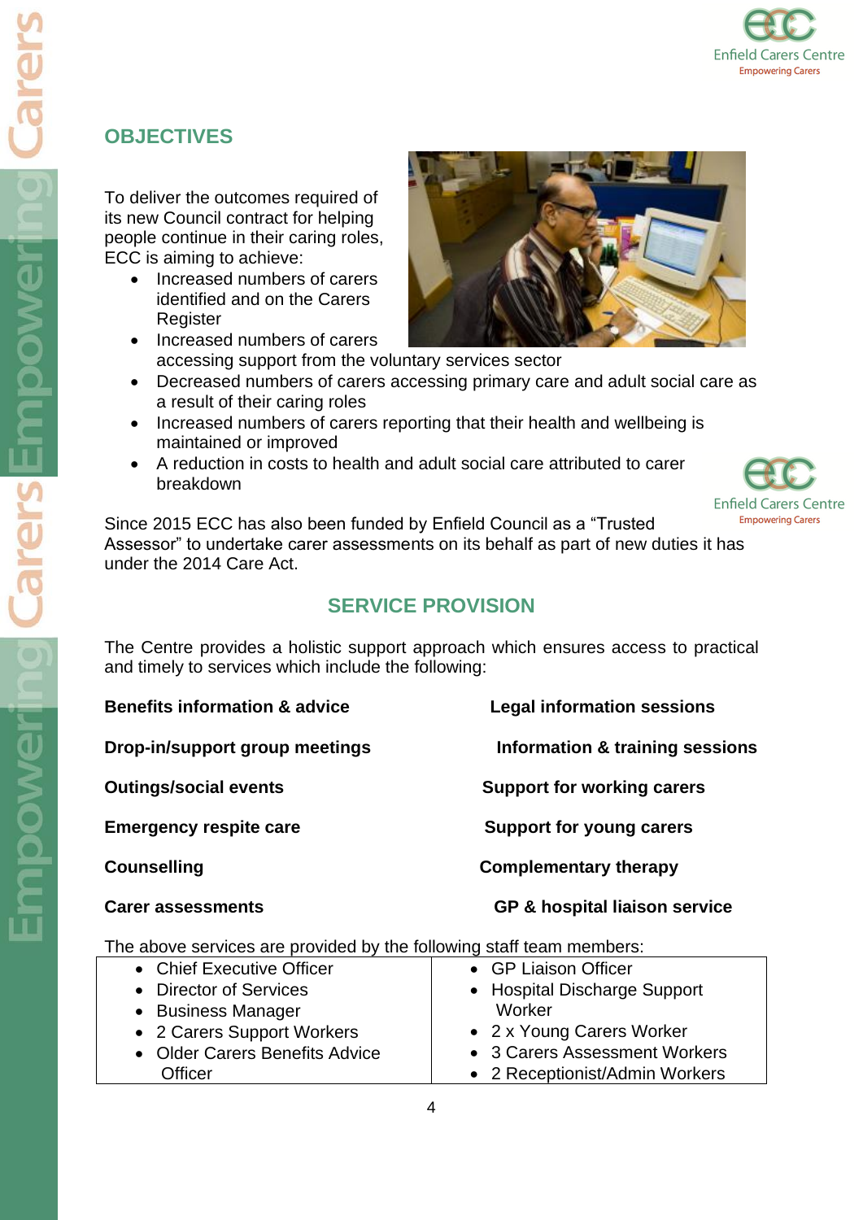## OBJECTIVES

To deliver the outcomes required of its new Council contract for helping people continue in their caring roles, ECC is aiming to achieve:

- Increased numbers of carers identified and on the Carers Register
- Increased numbers of carers accessing support from the voluntary services sector
- Decreased numbers of carers accessing primary care and adult social care as a result of their caring roles
- Increased numbers of carers reporting that their health and wellbeing is maintained or improved
- A reduction in costs to health and adult social care attributed to carer breakdown

Since 2015 ECC has also been funded by Enfield Council as a "Trusted Assessor" to undertake carer assessments on its behalf as part of new duties it has under the 2014 Care Act.

## SERVICE PROVISION

The Centre provides a holistic support approach which ensures access to practical and timely to services which include the following:

**Benefits information & advice**

**Legal information sessions**

**Drop-in/support group meetings**

**Information & training sessions**

**Outings/social events**

**Support for working carers**

**Emergency respite care**

**Support for young carers**

**Counselling**

**Complementary therapy**

**Carer assessments**

**GP & hospital liaison service**

The above services are provided by the following staff team members:

| | |
|---|---|
| • Chief Executive Officer<br>• Director of Services<br>• Business Manager<br>• 2 Carers Support Workers<br>• Older Carers Benefits Advice Officer | • GP Liaison Officer<br>• Hospital Discharge Support Worker<br>• 2 x Young Carers Worker<br>• 3 Carers Assessment Workers<br>• 2 Receptionist/Admin Workers |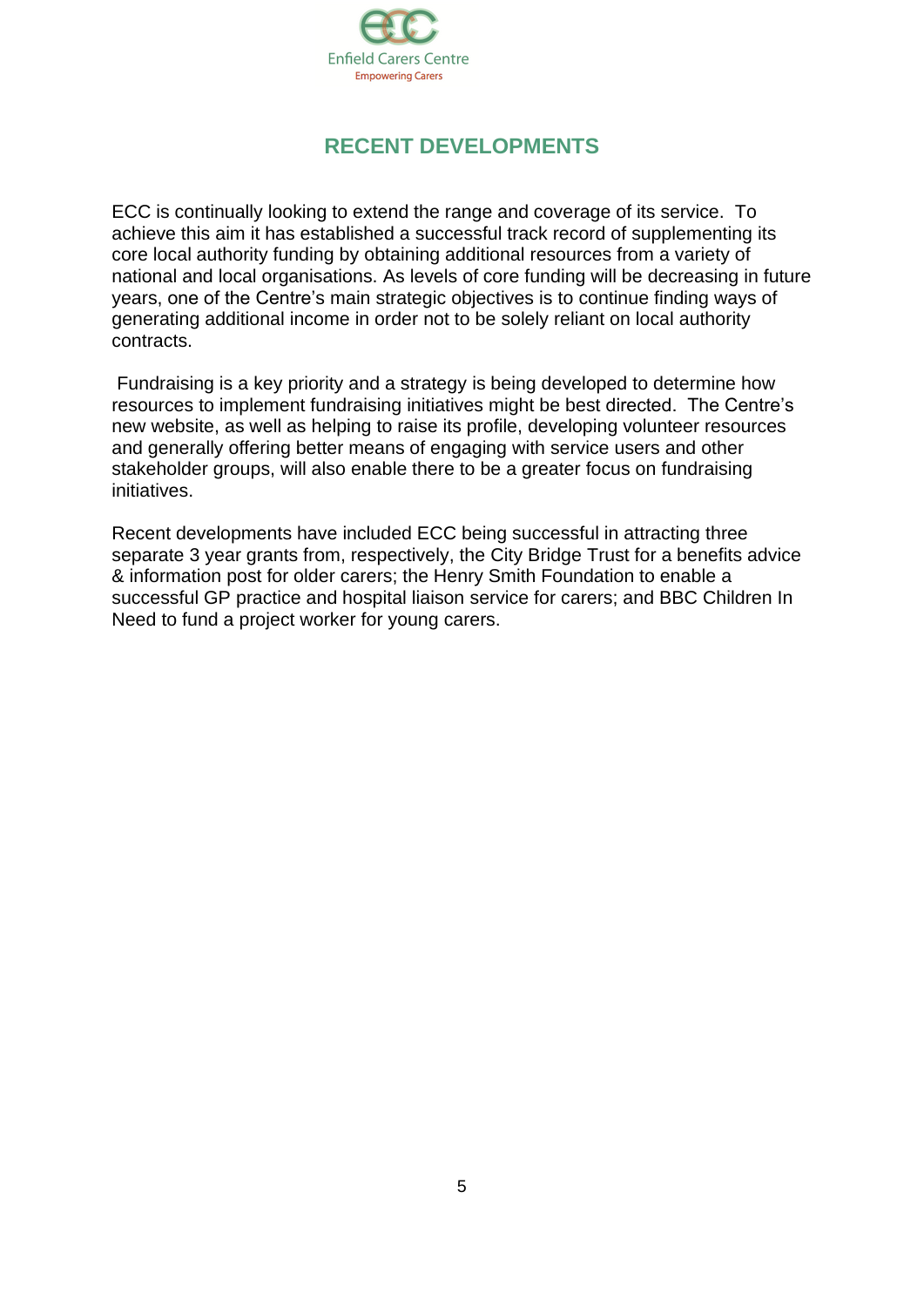# RECENT DEVELOPMENTS

ECC is continually looking to extend the range and coverage of its service. To achieve this aim it has established a successful track record of supplementing its core local authority funding by obtaining additional resources from a variety of national and local organisations. As levels of core funding will be decreasing in future years, one of the Centre's main strategic objectives is to continue finding ways of generating additional income in order not to be solely reliant on local authority contracts.

Fundraising is a key priority and a strategy is being developed to determine how resources to implement fundraising initiatives might be best directed. The Centre's new website, as well as helping to raise its profile, developing volunteer resources and generally offering better means of engaging with service users and other stakeholder groups, will also enable there to be a greater focus on fundraising initiatives.

Recent developments have included ECC being successful in attracting three separate 3 year grants from, respectively, the City Bridge Trust for a benefits advice & information post for older carers; the Henry Smith Foundation to enable a successful GP practice and hospital liaison service for carers; and BBC Children In Need to fund a project worker for young carers.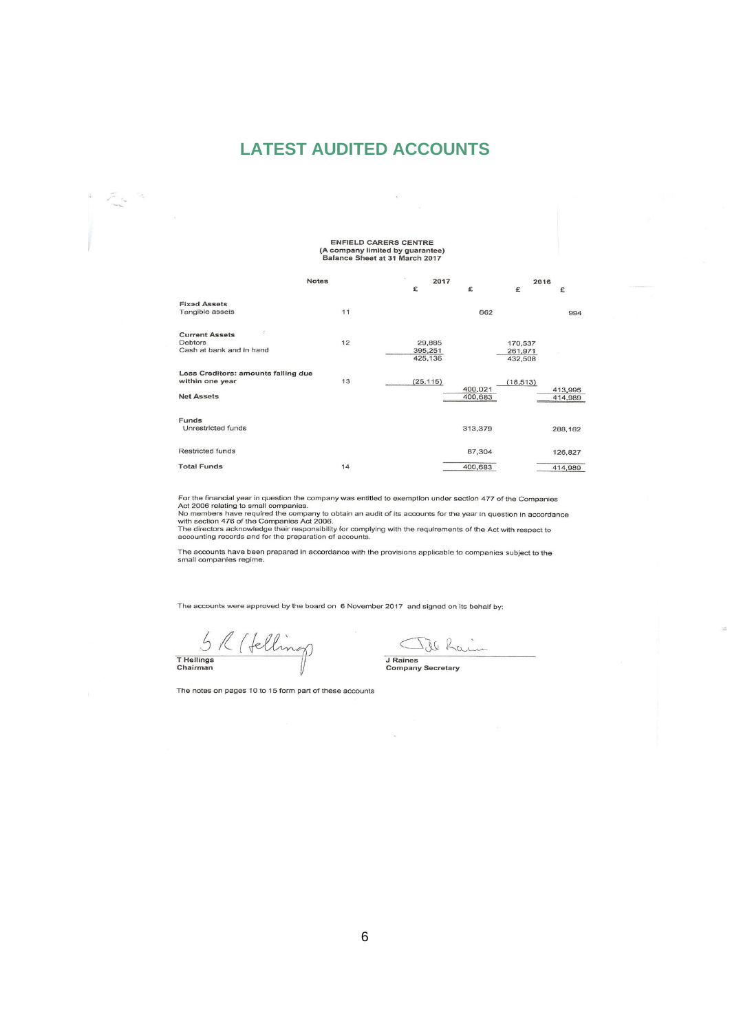# LATEST AUDITED ACCOUNTS

**ENFIELD CARERS CENTRE**
**(A company limited by guarantee)**
**Balance Sheet at 31 March 2017**

| | Notes | 2017 £ | 2017 £ | 2016 £ | 2016 £ |
|---|---|---|---|---|---|
| **Fixed Assets** | | | | | |
| Tangible assets | 11 | | 662 | | 994 |
| **Current Assets** | | | | | |
| Debtors | 12 | 29,885 | | 170,537 | |
| Cash at bank and in hand | | 395,251 | | 261,971 | |
| | | 425,136 | | 432,508 | |
| **Less Creditors: amounts falling due within one year** | 13 | (25,115) | | (18,513) | |
| | | | 400,021 | | 413,995 |
| **Net Assets** | | | 400,683 | | 414,989 |
| **Funds** | | | | | |
| Unrestricted funds | | | 313,379 | | 288,162 |
| Restricted funds | | | 87,304 | | 126,827 |
| **Total Funds** | 14 | | 400,683 | | 414,989 |

For the financial year in question the company was entitled to exemption under section 477 of the Companies Act 2006 relating to small companies.
No members have required the company to obtain an audit of its accounts for the year in question in accordance with section 476 of the Companies Act 2006.
The directors acknowledge their responsibility for complying with the requirements of the Act with respect to accounting records and for the preparation of accounts.

The accounts have been prepared in accordance with the provisions applicable to companies subject to the small companies regime.

The accounts were approved by the board on 6 November 2017 and signed on its behalf by:

**T Hellings**
**Chairman**

**J Raines**
**Company Secretary**

The notes on pages 10 to 15 form part of these accounts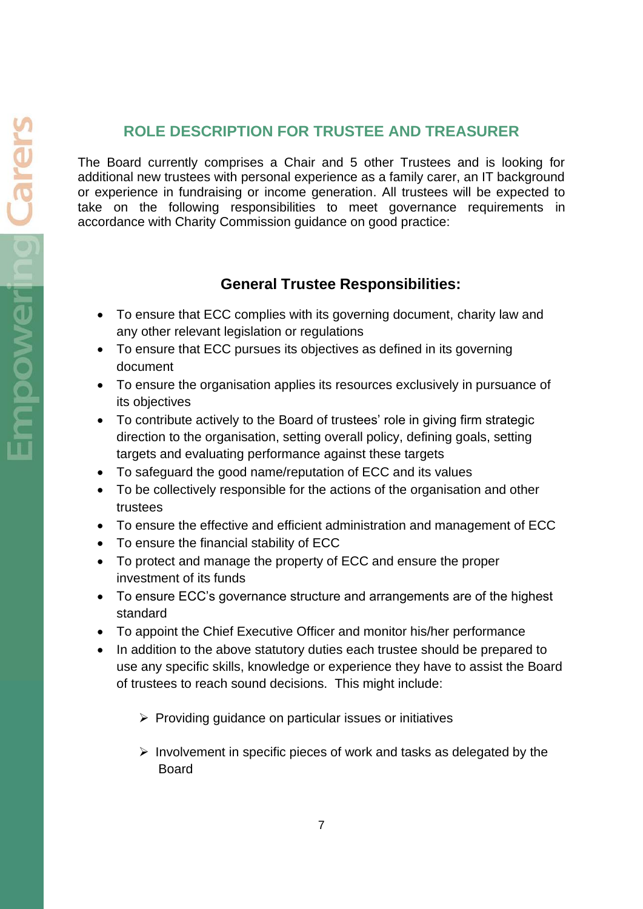## ROLE DESCRIPTION FOR TRUSTEE AND TREASURER

The Board currently comprises a Chair and 5 other Trustees and is looking for additional new trustees with personal experience as a family carer, an IT background or experience in fundraising or income generation. All trustees will be expected to take on the following responsibilities to meet governance requirements in accordance with Charity Commission guidance on good practice:

### General Trustee Responsibilities:

- To ensure that ECC complies with its governing document, charity law and any other relevant legislation or regulations
- To ensure that ECC pursues its objectives as defined in its governing document
- To ensure the organisation applies its resources exclusively in pursuance of its objectives
- To contribute actively to the Board of trustees' role in giving firm strategic direction to the organisation, setting overall policy, defining goals, setting targets and evaluating performance against these targets
- To safeguard the good name/reputation of ECC and its values
- To be collectively responsible for the actions of the organisation and other trustees
- To ensure the effective and efficient administration and management of ECC
- To ensure the financial stability of ECC
- To protect and manage the property of ECC and ensure the proper investment of its funds
- To ensure ECC's governance structure and arrangements are of the highest standard
- To appoint the Chief Executive Officer and monitor his/her performance
- In addition to the above statutory duties each trustee should be prepared to use any specific skills, knowledge or experience they have to assist the Board of trustees to reach sound decisions. This might include:
  - Providing guidance on particular issues or initiatives
  - Involvement in specific pieces of work and tasks as delegated by the Board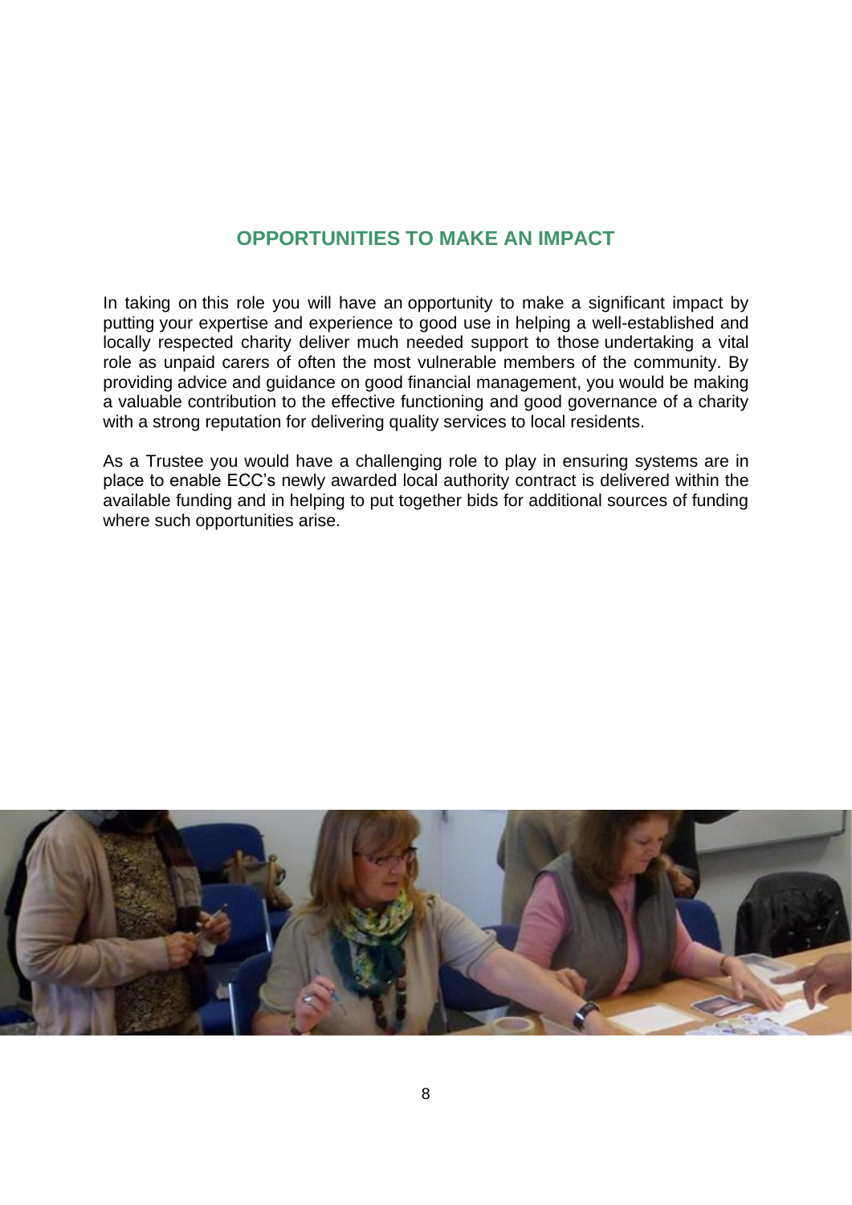## OPPORTUNITIES TO MAKE AN IMPACT

In taking on this role you will have an opportunity to make a significant impact by putting your expertise and experience to good use in helping a well-established and locally respected charity deliver much needed support to those undertaking a vital role as unpaid carers of often the most vulnerable members of the community. By providing advice and guidance on good financial management, you would be making a valuable contribution to the effective functioning and good governance of a charity with a strong reputation for delivering quality services to local residents.

As a Trustee you would have a challenging role to play in ensuring systems are in place to enable ECC's newly awarded local authority contract is delivered within the available funding and in helping to put together bids for additional sources of funding where such opportunities arise.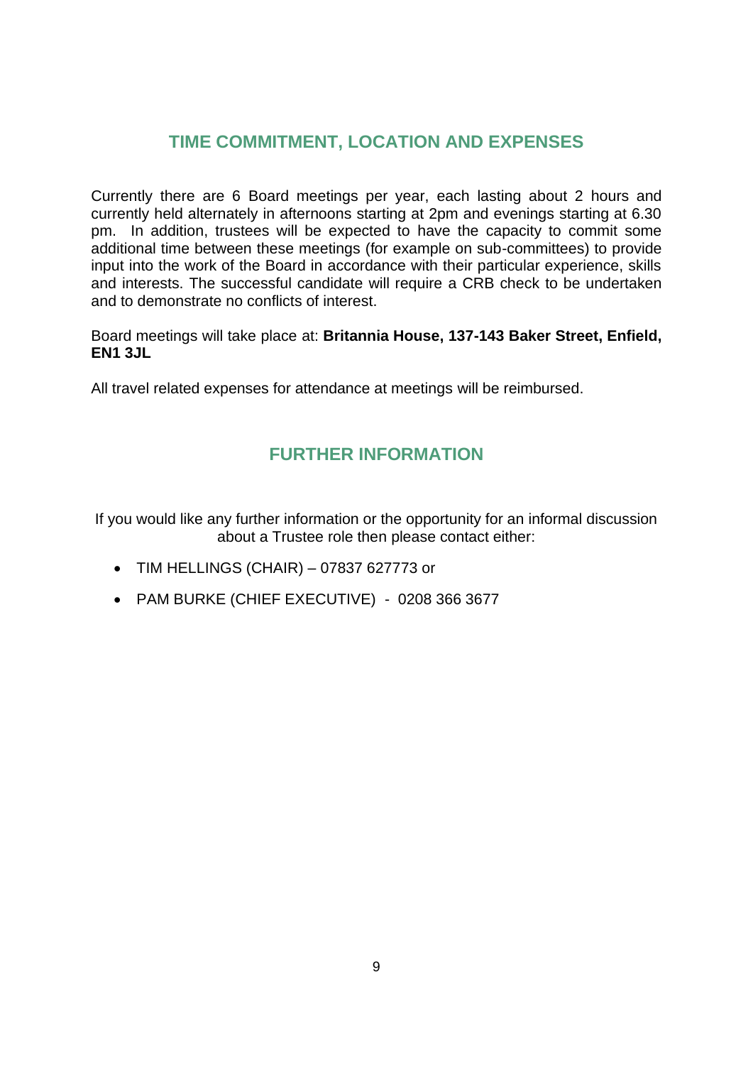## TIME COMMITMENT, LOCATION AND EXPENSES

Currently there are 6 Board meetings per year, each lasting about 2 hours and currently held alternately in afternoons starting at 2pm and evenings starting at 6.30 pm. In addition, trustees will be expected to have the capacity to commit some additional time between these meetings (for example on sub-committees) to provide input into the work of the Board in accordance with their particular experience, skills and interests. The successful candidate will require a CRB check to be undertaken and to demonstrate no conflicts of interest.

Board meetings will take place at: **Britannia House, 137-143 Baker Street, Enfield, EN1 3JL**

All travel related expenses for attendance at meetings will be reimbursed.

## FURTHER INFORMATION

If you would like any further information or the opportunity for an informal discussion about a Trustee role then please contact either:

- TIM HELLINGS (CHAIR) – 07837 627773 or
- PAM BURKE (CHIEF EXECUTIVE) - 0208 366 3677